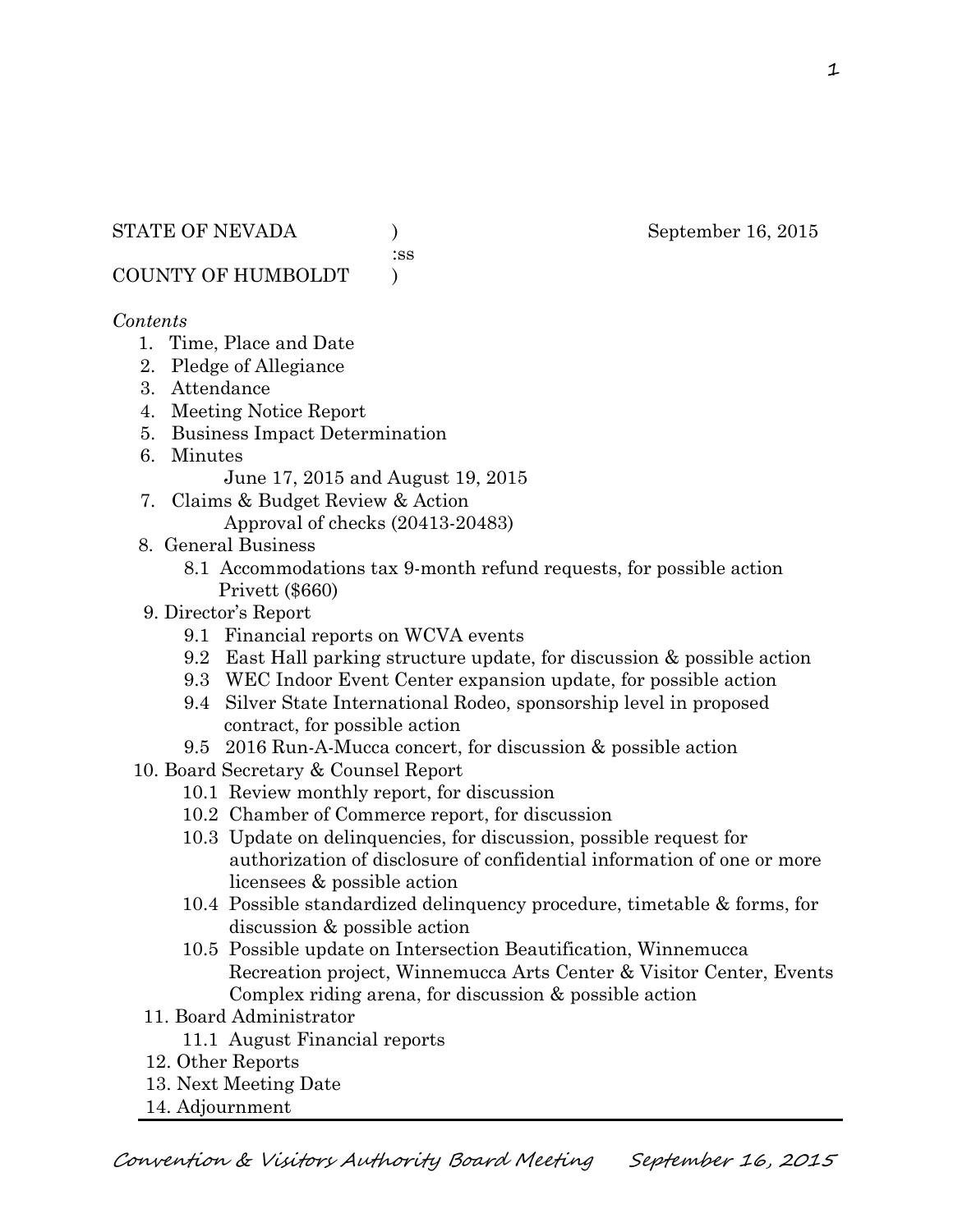STATE OF NEVADA )
:ss
COUNTY OF HUMBOLDT )

September 16, 2015

*Contents*

1. Time, Place and Date
2. Pledge of Allegiance
3. Attendance
4. Meeting Notice Report
5. Business Impact Determination
6. Minutes
   June 17, 2015 and August 19, 2015
7. Claims & Budget Review & Action
   Approval of checks (20413-20483)
8. General Business
   - 8.1 Accommodations tax 9-month refund requests, for possible action
     Privett ($660)
9. Director's Report
   - 9.1 Financial reports on WCVA events
   - 9.2 East Hall parking structure update, for discussion & possible action
   - 9.3 WEC Indoor Event Center expansion update, for possible action
   - 9.4 Silver State International Rodeo, sponsorship level in proposed contract, for possible action
   - 9.5 2016 Run-A-Mucca concert, for discussion & possible action
10. Board Secretary & Counsel Report
    - 10.1 Review monthly report, for discussion
    - 10.2 Chamber of Commerce report, for discussion
    - 10.3 Update on delinquencies, for discussion, possible request for authorization of disclosure of confidential information of one or more licensees & possible action
    - 10.4 Possible standardized delinquency procedure, timetable & forms, for discussion & possible action
    - 10.5 Possible update on Intersection Beautification, Winnemucca Recreation project, Winnemucca Arts Center & Visitor Center, Events Complex riding arena, for discussion & possible action
11. Board Administrator
    - 11.1 August Financial reports
12. Other Reports
13. Next Meeting Date
14. Adjournment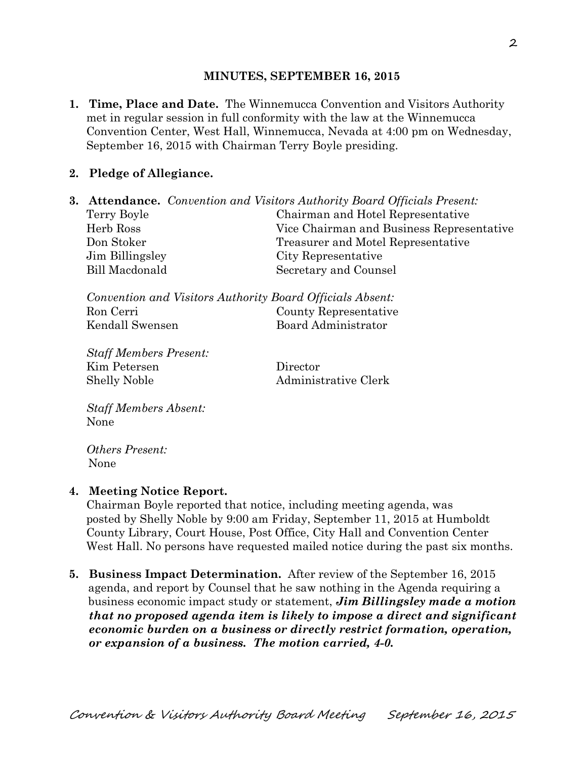## MINUTES, SEPTEMBER 16, 2015

1. **Time, Place and Date.** The Winnemucca Convention and Visitors Authority met in regular session in full conformity with the law at the Winnemucca Convention Center, West Hall, Winnemucca, Nevada at 4:00 pm on Wednesday, September 16, 2015 with Chairman Terry Boyle presiding.

2. **Pledge of Allegiance.**

3. **Attendance.** *Convention and Visitors Authority Board Officials Present:*

| | |
|---|---|
| Terry Boyle | Chairman and Hotel Representative |
| Herb Ross | Vice Chairman and Business Representative |
| Don Stoker | Treasurer and Motel Representative |
| Jim Billingsley | City Representative |
| Bill Macdonald | Secretary and Counsel |

*Convention and Visitors Authority Board Officials Absent:*

| | |
|---|---|
| Ron Cerri | County Representative |
| Kendall Swensen | Board Administrator |

*Staff Members Present:*

| | |
|---|---|
| Kim Petersen | Director |
| Shelly Noble | Administrative Clerk |

*Staff Members Absent:*
None

*Others Present:*
None

4. **Meeting Notice Report.**
Chairman Boyle reported that notice, including meeting agenda, was posted by Shelly Noble by 9:00 am Friday, September 11, 2015 at Humboldt County Library, Court House, Post Office, City Hall and Convention Center West Hall. No persons have requested mailed notice during the past six months.

5. **Business Impact Determination.** After review of the September 16, 2015 agenda, and report by Counsel that he saw nothing in the Agenda requiring a business economic impact study or statement, ***Jim Billingsley made a motion that no proposed agenda item is likely to impose a direct and significant economic burden on a business or directly restrict formation, operation, or expansion of a business. The motion carried, 4-0.***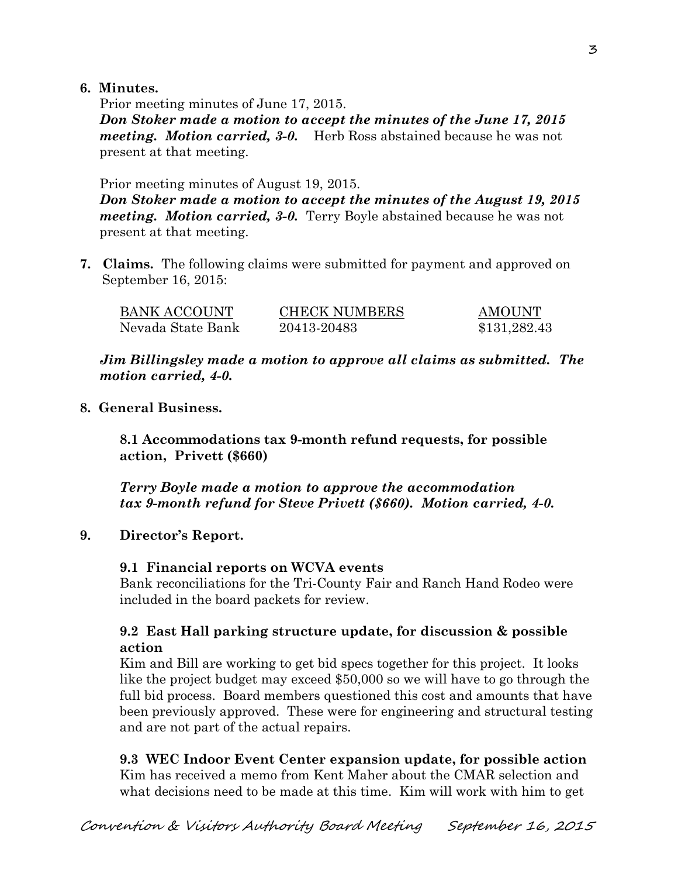**6. Minutes.**

Prior meeting minutes of June 17, 2015.

***Don Stoker made a motion to accept the minutes of the June 17, 2015 meeting. Motion carried, 3-0.*** Herb Ross abstained because he was not present at that meeting.

Prior meeting minutes of August 19, 2015.

***Don Stoker made a motion to accept the minutes of the August 19, 2015 meeting. Motion carried, 3-0.*** Terry Boyle abstained because he was not present at that meeting.

**7. Claims.** The following claims were submitted for payment and approved on September 16, 2015:

| BANK ACCOUNT | CHECK NUMBERS | AMOUNT |
|---|---|---|
| Nevada State Bank | 20413-20483 | $131,282.43 |

***Jim Billingsley made a motion to approve all claims as submitted. The motion carried, 4-0.***

**8. General Business.**

**8.1 Accommodations tax 9-month refund requests, for possible action, Privett ($660)**

***Terry Boyle made a motion to approve the accommodation tax 9-month refund for Steve Privett ($660). Motion carried, 4-0.***

**9. Director's Report.**

**9.1 Financial reports on WCVA events**

Bank reconciliations for the Tri-County Fair and Ranch Hand Rodeo were included in the board packets for review.

**9.2 East Hall parking structure update, for discussion & possible action**

Kim and Bill are working to get bid specs together for this project. It looks like the project budget may exceed $50,000 so we will have to go through the full bid process. Board members questioned this cost and amounts that have been previously approved. These were for engineering and structural testing and are not part of the actual repairs.

**9.3 WEC Indoor Event Center expansion update, for possible action**

Kim has received a memo from Kent Maher about the CMAR selection and what decisions need to be made at this time. Kim will work with him to get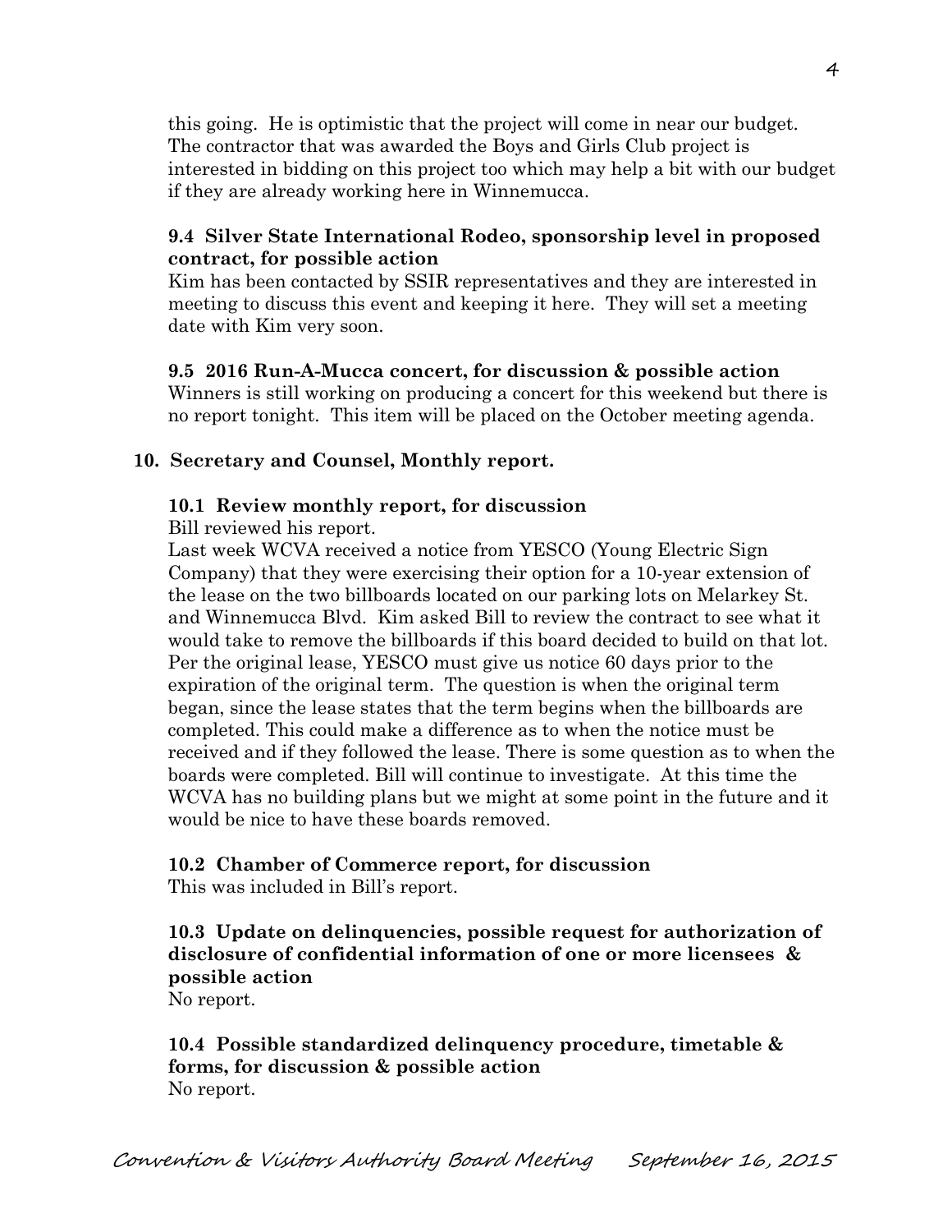this going. He is optimistic that the project will come in near our budget. The contractor that was awarded the Boys and Girls Club project is interested in bidding on this project too which may help a bit with our budget if they are already working here in Winnemucca.

**9.4 Silver State International Rodeo, sponsorship level in proposed contract, for possible action**

Kim has been contacted by SSIR representatives and they are interested in meeting to discuss this event and keeping it here. They will set a meeting date with Kim very soon.

**9.5 2016 Run-A-Mucca concert, for discussion & possible action**

Winners is still working on producing a concert for this weekend but there is no report tonight. This item will be placed on the October meeting agenda.

**10. Secretary and Counsel, Monthly report.**

**10.1 Review monthly report, for discussion**

Bill reviewed his report.

Last week WCVA received a notice from YESCO (Young Electric Sign Company) that they were exercising their option for a 10-year extension of the lease on the two billboards located on our parking lots on Melarkey St. and Winnemucca Blvd. Kim asked Bill to review the contract to see what it would take to remove the billboards if this board decided to build on that lot. Per the original lease, YESCO must give us notice 60 days prior to the expiration of the original term. The question is when the original term began, since the lease states that the term begins when the billboards are completed. This could make a difference as to when the notice must be received and if they followed the lease. There is some question as to when the boards were completed. Bill will continue to investigate. At this time the WCVA has no building plans but we might at some point in the future and it would be nice to have these boards removed.

**10.2 Chamber of Commerce report, for discussion**

This was included in Bill's report.

**10.3 Update on delinquencies, possible request for authorization of disclosure of confidential information of one or more licensees & possible action**

No report.

**10.4 Possible standardized delinquency procedure, timetable & forms, for discussion & possible action**

No report.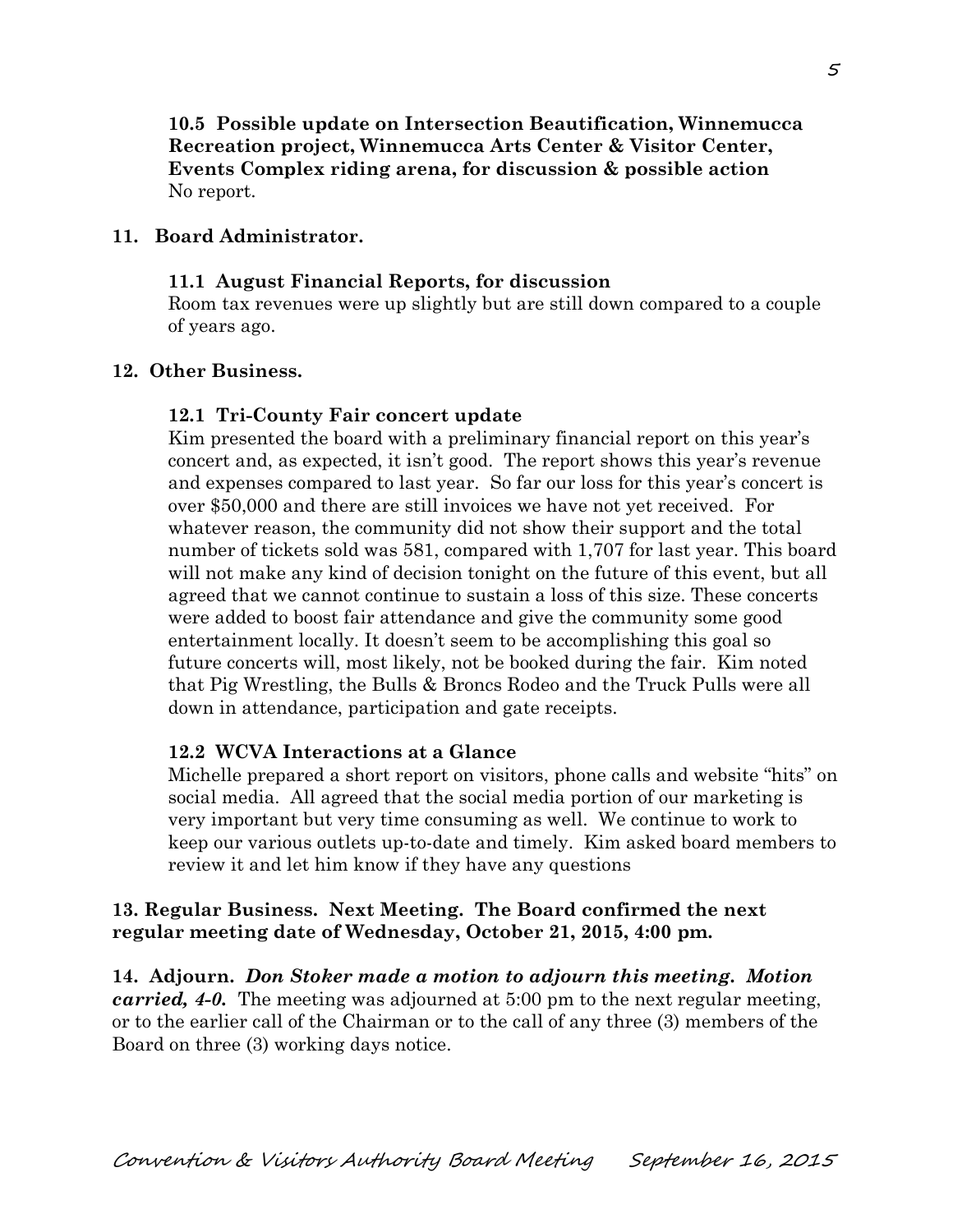**10.5 Possible update on Intersection Beautification, Winnemucca Recreation project, Winnemucca Arts Center & Visitor Center, Events Complex riding arena, for discussion & possible action**
No report.

**11. Board Administrator.**

**11.1 August Financial Reports, for discussion**
Room tax revenues were up slightly but are still down compared to a couple of years ago.

**12. Other Business.**

**12.1 Tri-County Fair concert update**
Kim presented the board with a preliminary financial report on this year's concert and, as expected, it isn't good. The report shows this year's revenue and expenses compared to last year. So far our loss for this year's concert is over $50,000 and there are still invoices we have not yet received. For whatever reason, the community did not show their support and the total number of tickets sold was 581, compared with 1,707 for last year. This board will not make any kind of decision tonight on the future of this event, but all agreed that we cannot continue to sustain a loss of this size. These concerts were added to boost fair attendance and give the community some good entertainment locally. It doesn't seem to be accomplishing this goal so future concerts will, most likely, not be booked during the fair. Kim noted that Pig Wrestling, the Bulls & Broncs Rodeo and the Truck Pulls were all down in attendance, participation and gate receipts.

**12.2 WCVA Interactions at a Glance**
Michelle prepared a short report on visitors, phone calls and website "hits" on social media. All agreed that the social media portion of our marketing is very important but very time consuming as well. We continue to work to keep our various outlets up-to-date and timely. Kim asked board members to review it and let him know if they have any questions

**13. Regular Business. Next Meeting. The Board confirmed the next regular meeting date of Wednesday, October 21, 2015, 4:00 pm.**

**14. Adjourn.** ***Don Stoker made a motion to adjourn this meeting. Motion carried, 4-0.*** The meeting was adjourned at 5:00 pm to the next regular meeting, or to the earlier call of the Chairman or to the call of any three (3) members of the Board on three (3) working days notice.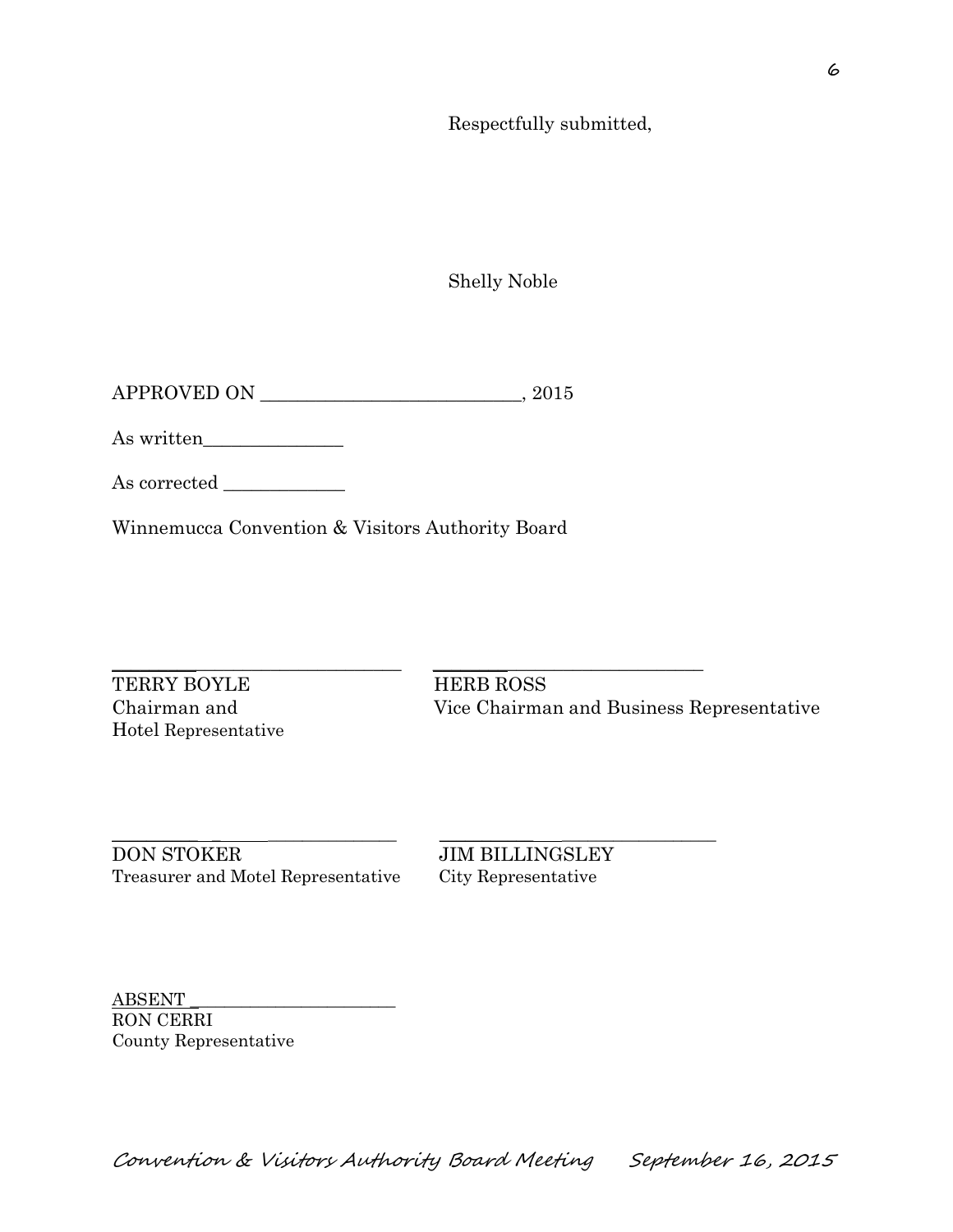Respectfully submitted,

Shelly Noble

APPROVED ON ___________________________, 2015

As written_______________

As corrected _____________

Winnemucca Convention & Visitors Authority Board

_________________________________ ______________________________

TERRY BOYLE
Chairman and
Hotel Representative

HERB ROSS
Vice Chairman and Business Representative

_________________________________ ______________________________

DON STOKER
Treasurer and Motel Representative

JIM BILLINGSLEY
City Representative

ABSENT _______________________
RON CERRI
County Representative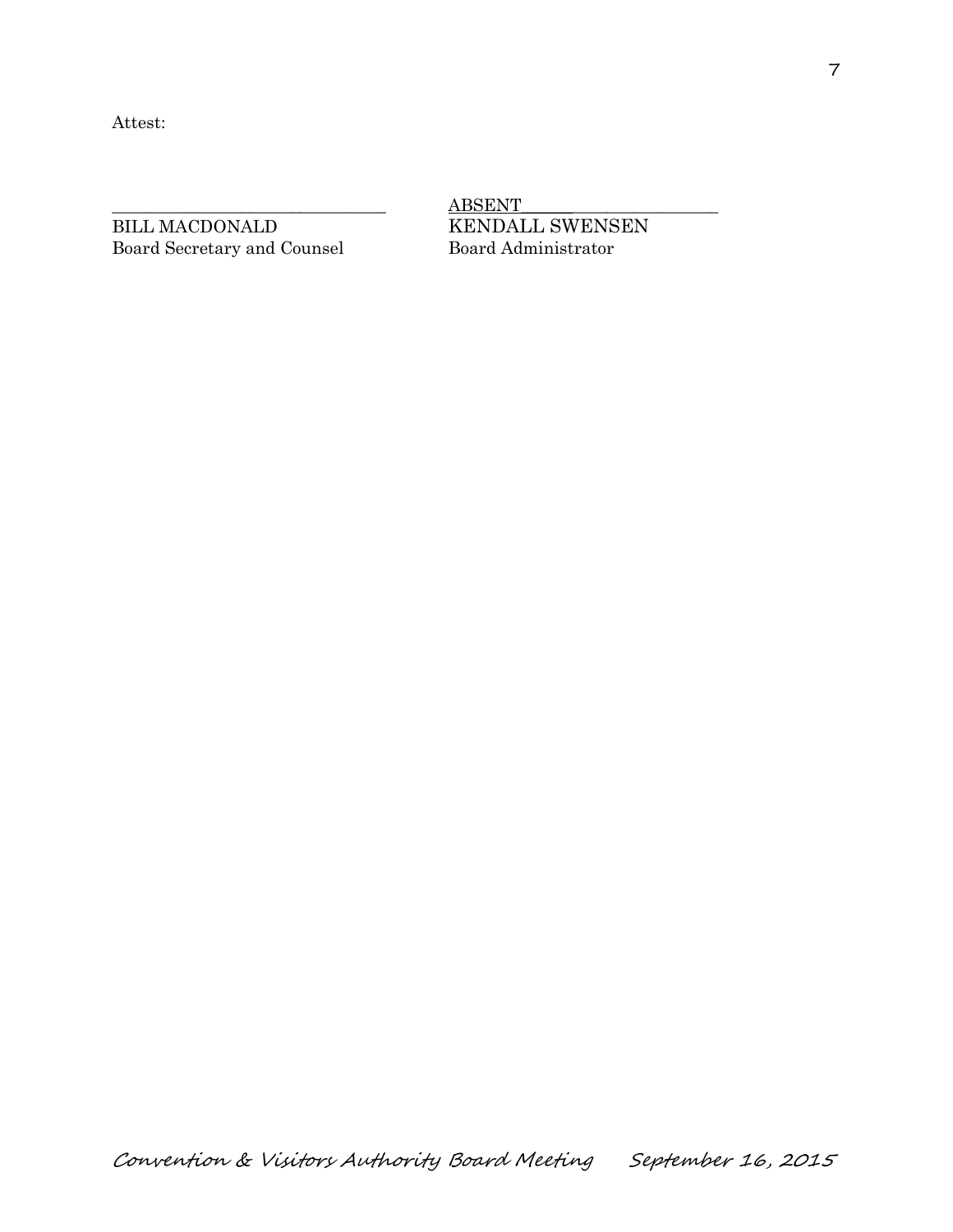Attest:

| | |
|---|---|
| \_\_\_\_\_\_\_\_\_\_\_\_\_\_\_\_\_\_\_\_\_\_\_\_\_\_\_\_\_\_\_\_ | ABSENT\_\_\_\_\_\_\_\_\_\_\_\_\_\_\_\_\_\_\_\_\_\_\_\_\_ |
| BILL MACDONALD | KENDALL SWENSEN |
| Board Secretary and Counsel | Board Administrator |